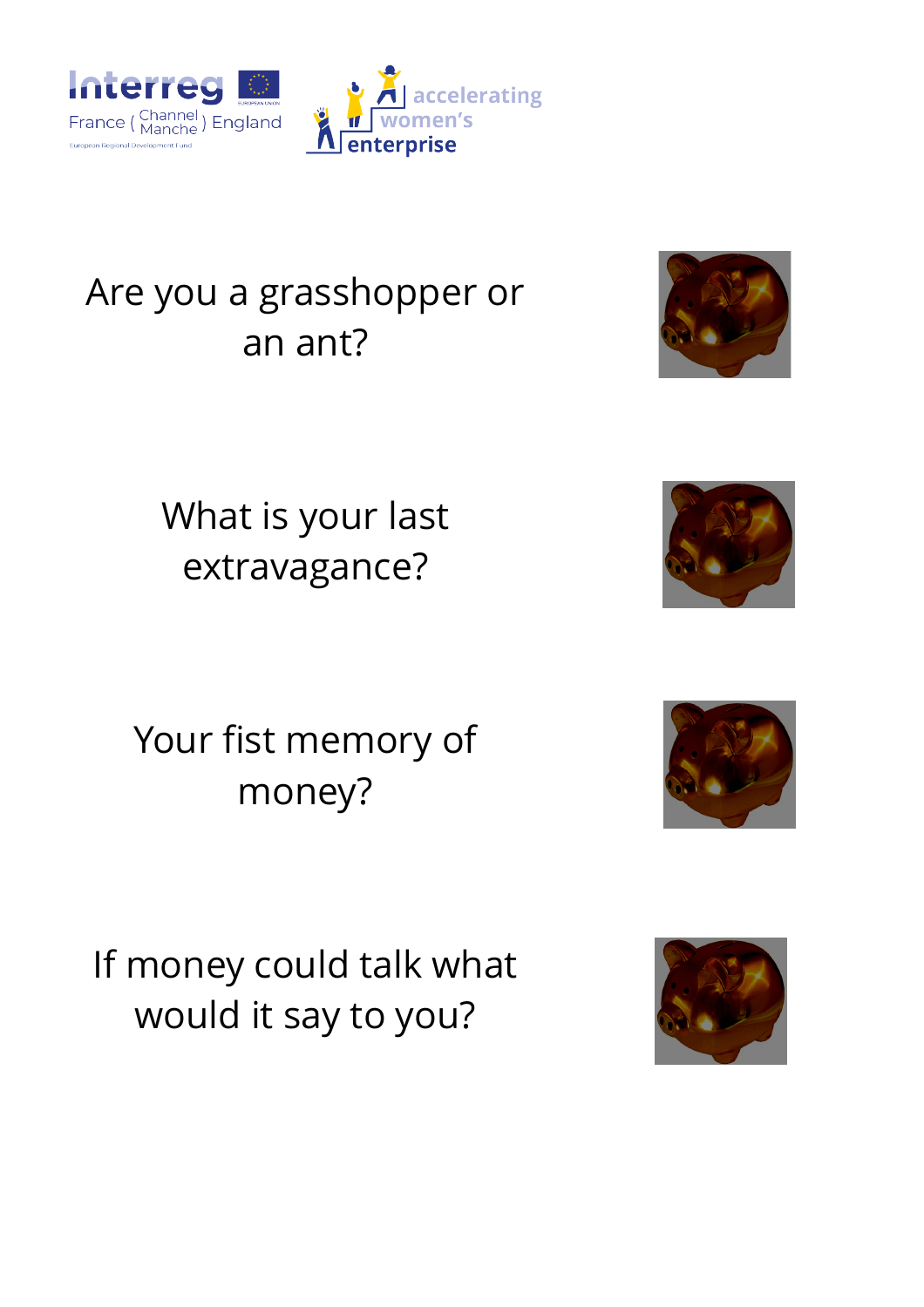Interreg

France ( Channel Manche ) England

European Regional Development Fund

accelerating women's enterprise

Are you a grasshopper or an ant?

What is your last extravagance?

Your fist memory of money?

If money could talk what would it say to you?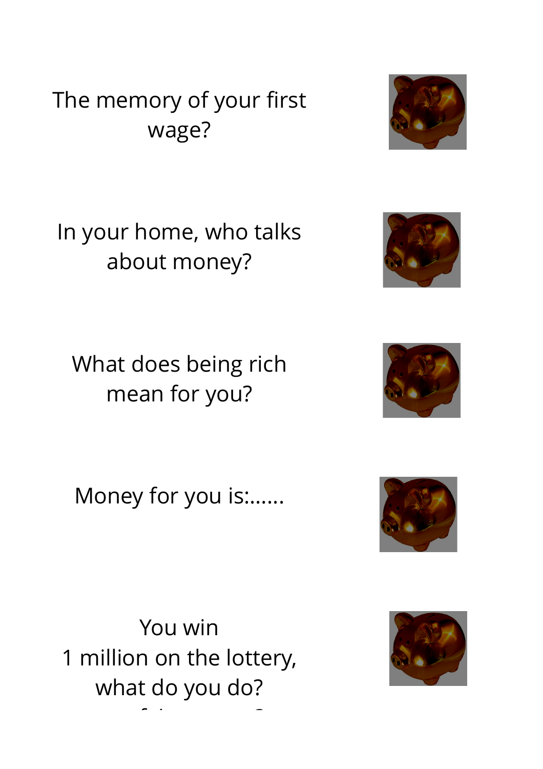The memory of your first wage?

In your home, who talks about money?

What does being rich mean for you?

Money for you is:……

You win
1 million on the lottery, what do you do?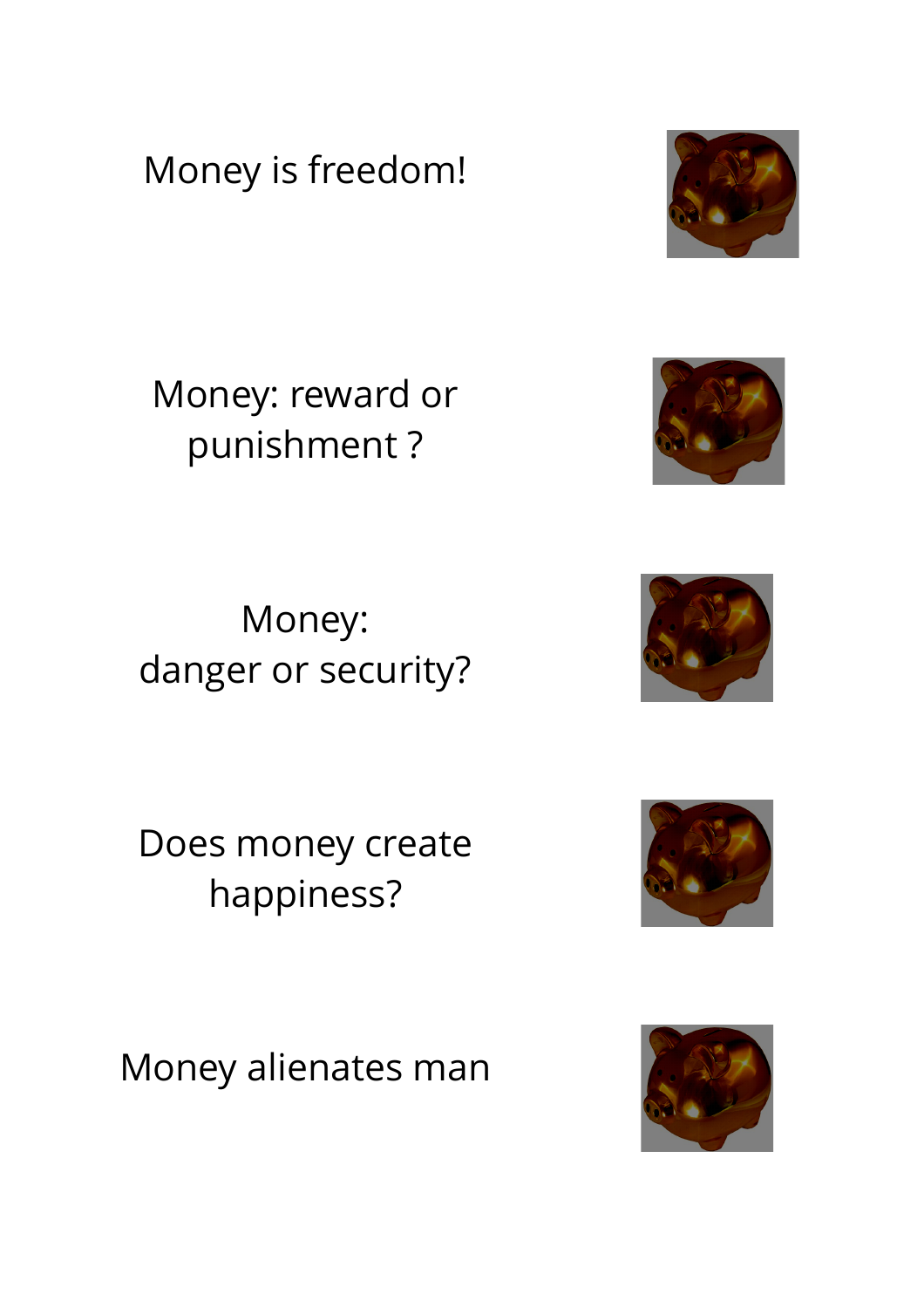Money is freedom!

Money: reward or punishment ?

Money:
danger or security?

Does money create happiness?

Money alienates man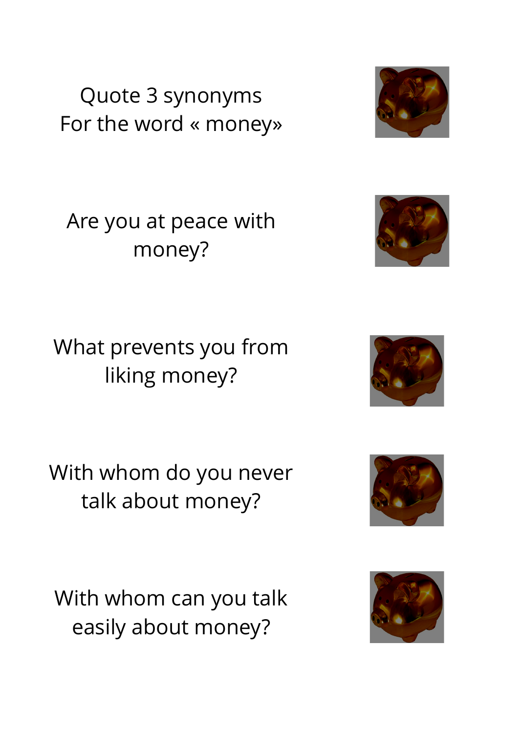Quote 3 synonyms
For the word « money»

Are you at peace with money?

What prevents you from liking money?

With whom do you never talk about money?

With whom can you talk easily about money?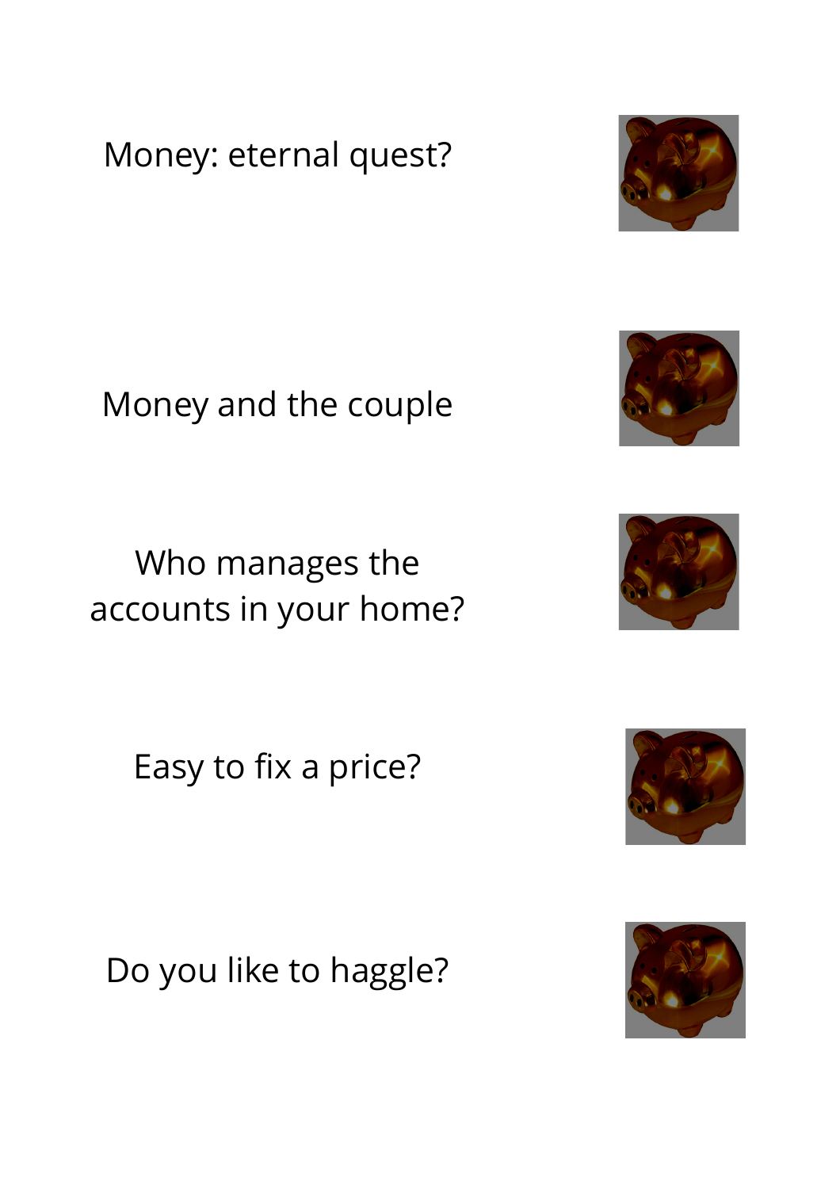Money: eternal quest?

Money and the couple

Who manages the accounts in your home?

Easy to fix a price?

Do you like to haggle?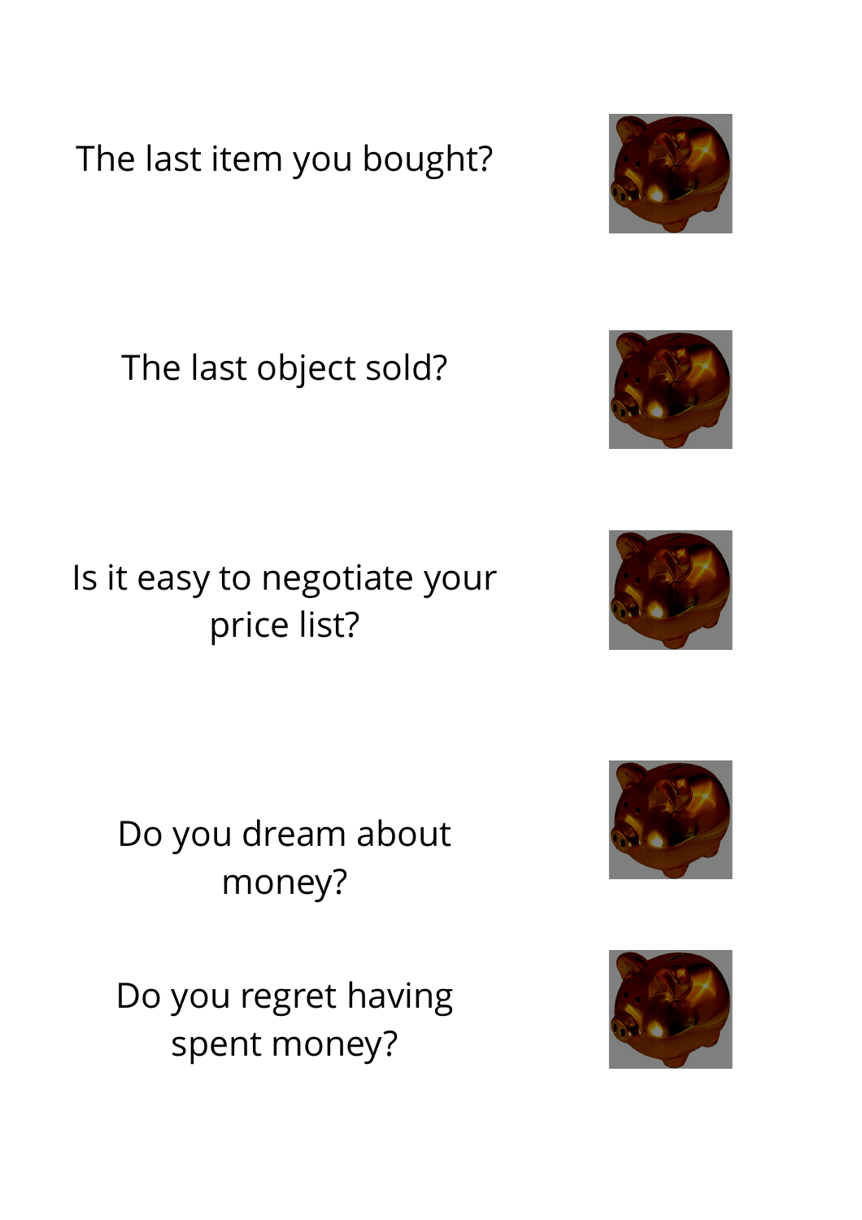The last item you bought?

The last object sold?

Is it easy to negotiate your price list?

Do you dream about money?

Do you regret having spent money?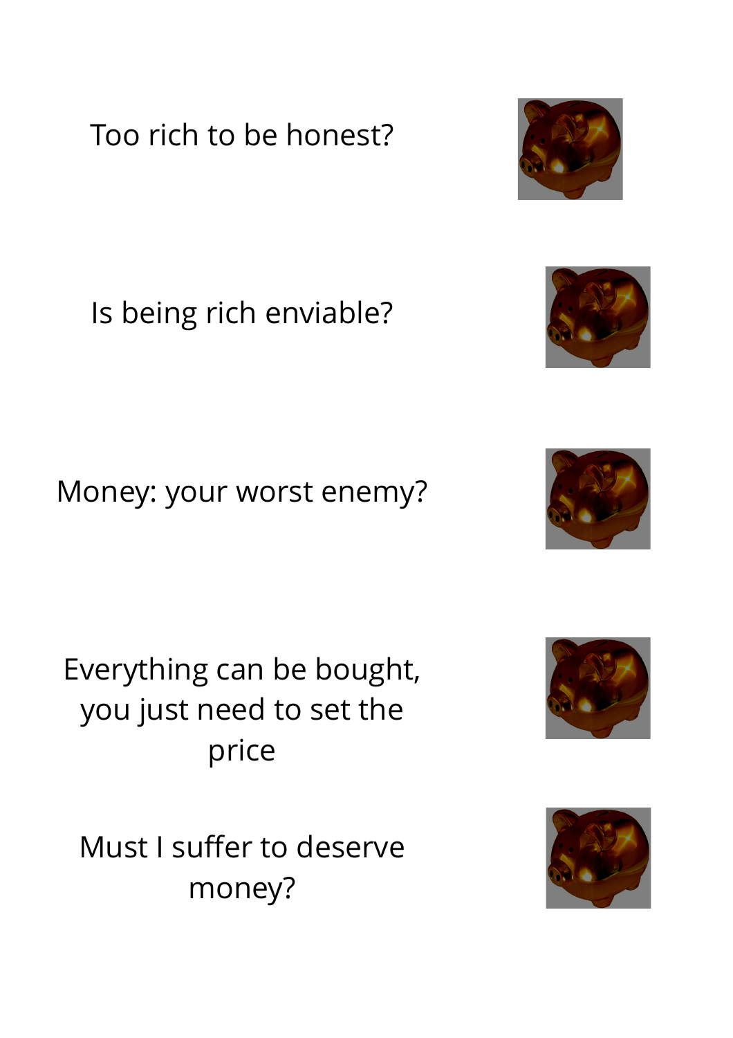Too rich to be honest?

Is being rich enviable?

Money: your worst enemy?

Everything can be bought, you just need to set the price

Must I suffer to deserve money?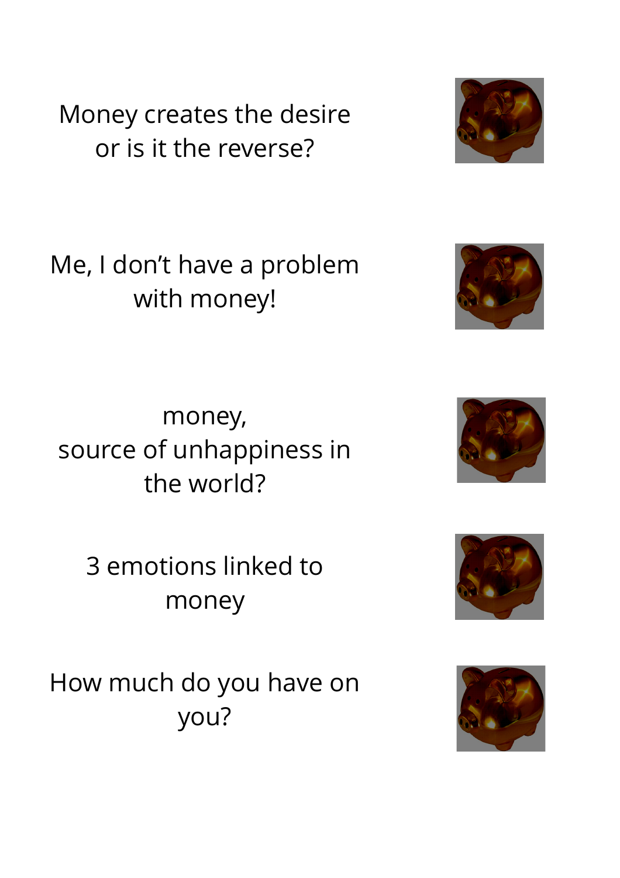Money creates the desire
or is it the reverse?

Me, I don't have a problem
with money!

money,
source of unhappiness in
the world?

3 emotions linked to
money

How much do you have on
you?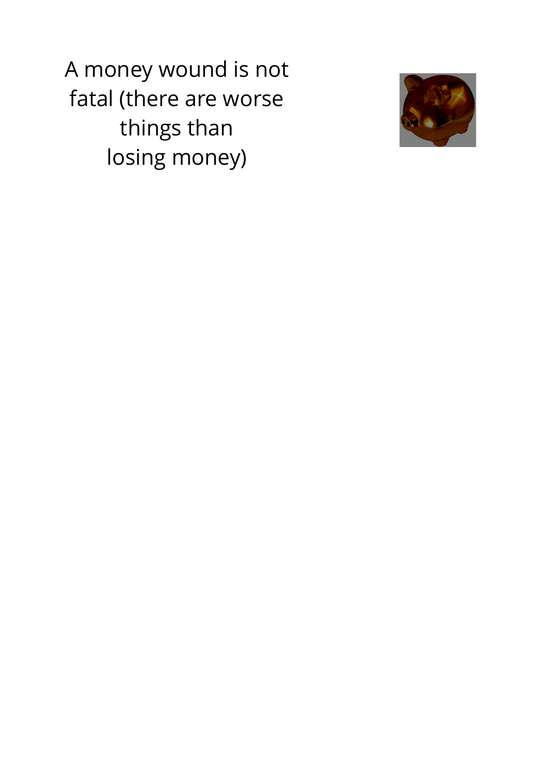A money wound is not fatal (there are worse things than losing money)